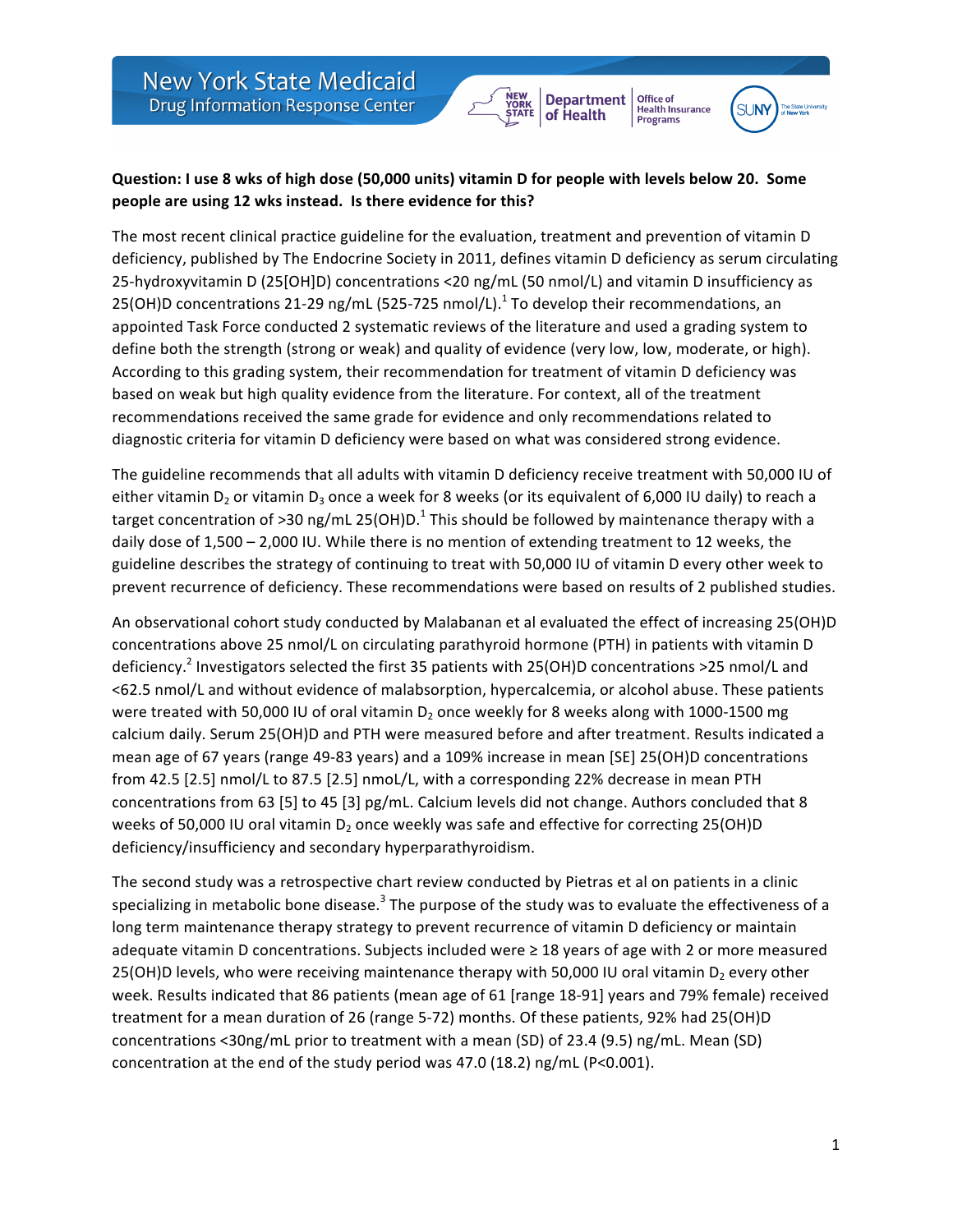**Question: I use 8 wks of high dose (50,000 units) vitamin D for people with levels below 20. Some people are using 12 wks instead. Is there evidence for this?**

The most recent clinical practice guideline for the evaluation, treatment and prevention of vitamin D deficiency, published by The Endocrine Society in 2011, defines vitamin D deficiency as serum circulating 25-hydroxyvitamin D (25[OH]D) concentrations <20 ng/mL (50 nmol/L) and vitamin D insufficiency as 25(OH)D concentrations 21-29 ng/mL (525-725 nmol/L).[1] To develop their recommendations, an appointed Task Force conducted 2 systematic reviews of the literature and used a grading system to define both the strength (strong or weak) and quality of evidence (very low, low, moderate, or high). According to this grading system, their recommendation for treatment of vitamin D deficiency was based on weak but high quality evidence from the literature. For context, all of the treatment recommendations received the same grade for evidence and only recommendations related to diagnostic criteria for vitamin D deficiency were based on what was considered strong evidence.

The guideline recommends that all adults with vitamin D deficiency receive treatment with 50,000 IU of either vitamin $D_2$ or vitamin $D_3$ once a week for 8 weeks (or its equivalent of 6,000 IU daily) to reach a target concentration of >30 ng/mL 25(OH)D.[1] This should be followed by maintenance therapy with a daily dose of 1,500 – 2,000 IU. While there is no mention of extending treatment to 12 weeks, the guideline describes the strategy of continuing to treat with 50,000 IU of vitamin D every other week to prevent recurrence of deficiency. These recommendations were based on results of 2 published studies.

An observational cohort study conducted by Malabanan et al evaluated the effect of increasing 25(OH)D concentrations above 25 nmol/L on circulating parathyroid hormone (PTH) in patients with vitamin D deficiency.[2] Investigators selected the first 35 patients with 25(OH)D concentrations >25 nmol/L and <62.5 nmol/L and without evidence of malabsorption, hypercalcemia, or alcohol abuse. These patients were treated with 50,000 IU of oral vitamin $D_2$ once weekly for 8 weeks along with 1000-1500 mg calcium daily. Serum 25(OH)D and PTH were measured before and after treatment. Results indicated a mean age of 67 years (range 49-83 years) and a 109% increase in mean [SE] 25(OH)D concentrations from 42.5 [2.5] nmol/L to 87.5 [2.5] nmoL/L, with a corresponding 22% decrease in mean PTH concentrations from 63 [5] to 45 [3] pg/mL. Calcium levels did not change. Authors concluded that 8 weeks of 50,000 IU oral vitamin $D_2$ once weekly was safe and effective for correcting 25(OH)D deficiency/insufficiency and secondary hyperparathyroidism.

The second study was a retrospective chart review conducted by Pietras et al on patients in a clinic specializing in metabolic bone disease.[3] The purpose of the study was to evaluate the effectiveness of a long term maintenance therapy strategy to prevent recurrence of vitamin D deficiency or maintain adequate vitamin D concentrations. Subjects included were ≥ 18 years of age with 2 or more measured 25(OH)D levels, who were receiving maintenance therapy with 50,000 IU oral vitamin $D_2$ every other week. Results indicated that 86 patients (mean age of 61 [range 18-91] years and 79% female) received treatment for a mean duration of 26 (range 5-72) months. Of these patients, 92% had 25(OH)D concentrations <30ng/mL prior to treatment with a mean (SD) of 23.4 (9.5) ng/mL. Mean (SD) concentration at the end of the study period was 47.0 (18.2) ng/mL ($P<0.001$).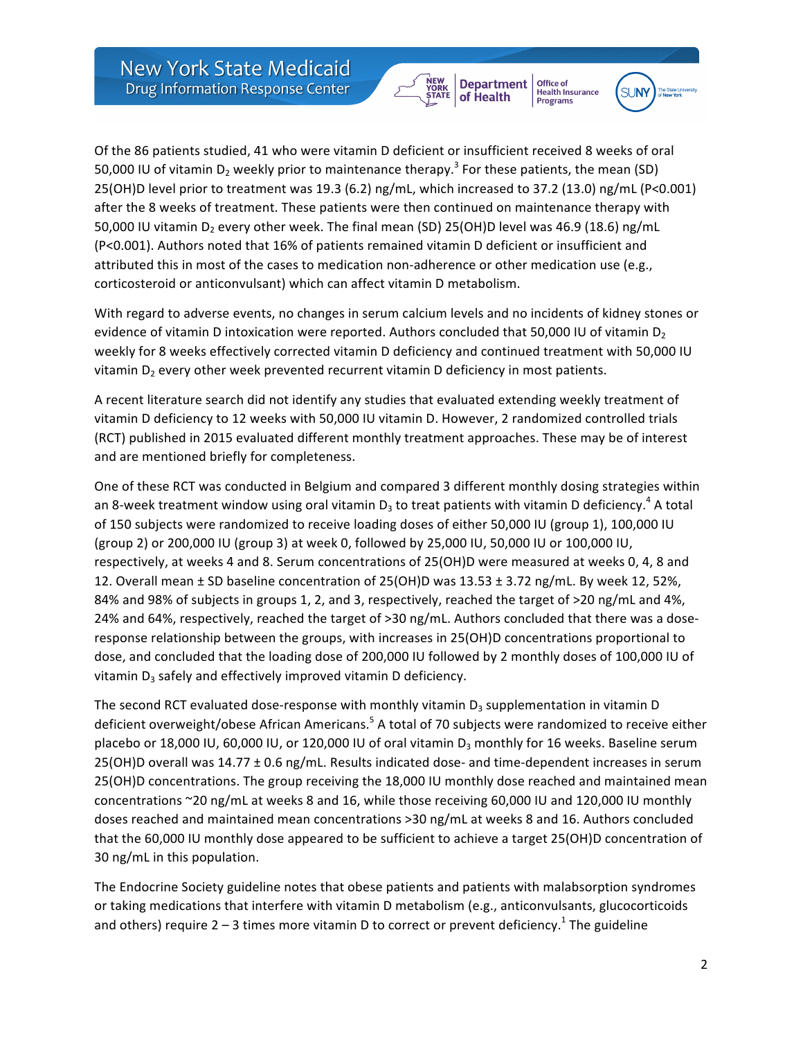Of the 86 patients studied, 41 who were vitamin D deficient or insufficient received 8 weeks of oral 50,000 IU of vitamin $D_2$ weekly prior to maintenance therapy.[3] For these patients, the mean (SD) 25(OH)D level prior to treatment was 19.3 (6.2) ng/mL, which increased to 37.2 (13.0) ng/mL ($P<0.001$) after the 8 weeks of treatment. These patients were then continued on maintenance therapy with 50,000 IU vitamin $D_2$ every other week. The final mean (SD) 25(OH)D level was 46.9 (18.6) ng/mL ($P<0.001$). Authors noted that 16% of patients remained vitamin D deficient or insufficient and attributed this in most of the cases to medication non-adherence or other medication use (e.g., corticosteroid or anticonvulsant) which can affect vitamin D metabolism.

With regard to adverse events, no changes in serum calcium levels and no incidents of kidney stones or evidence of vitamin D intoxication were reported. Authors concluded that 50,000 IU of vitamin $D_2$ weekly for 8 weeks effectively corrected vitamin D deficiency and continued treatment with 50,000 IU vitamin $D_2$ every other week prevented recurrent vitamin D deficiency in most patients.

A recent literature search did not identify any studies that evaluated extending weekly treatment of vitamin D deficiency to 12 weeks with 50,000 IU vitamin D. However, 2 randomized controlled trials (RCT) published in 2015 evaluated different monthly treatment approaches. These may be of interest and are mentioned briefly for completeness.

One of these RCT was conducted in Belgium and compared 3 different monthly dosing strategies within an 8-week treatment window using oral vitamin $D_3$ to treat patients with vitamin D deficiency.[4] A total of 150 subjects were randomized to receive loading doses of either 50,000 IU (group 1), 100,000 IU (group 2) or 200,000 IU (group 3) at week 0, followed by 25,000 IU, 50,000 IU or 100,000 IU, respectively, at weeks 4 and 8. Serum concentrations of 25(OH)D were measured at weeks 0, 4, 8 and 12. Overall mean ± SD baseline concentration of 25(OH)D was 13.53 ± 3.72 ng/mL. By week 12, 52%, 84% and 98% of subjects in groups 1, 2, and 3, respectively, reached the target of >20 ng/mL and 4%, 24% and 64%, respectively, reached the target of >30 ng/mL. Authors concluded that there was a dose-response relationship between the groups, with increases in 25(OH)D concentrations proportional to dose, and concluded that the loading dose of 200,000 IU followed by 2 monthly doses of 100,000 IU of vitamin $D_3$ safely and effectively improved vitamin D deficiency.

The second RCT evaluated dose-response with monthly vitamin $D_3$ supplementation in vitamin D deficient overweight/obese African Americans.[5] A total of 70 subjects were randomized to receive either placebo or 18,000 IU, 60,000 IU, or 120,000 IU of oral vitamin $D_3$ monthly for 16 weeks. Baseline serum 25(OH)D overall was 14.77 ± 0.6 ng/mL. Results indicated dose- and time-dependent increases in serum 25(OH)D concentrations. The group receiving the 18,000 IU monthly dose reached and maintained mean concentrations ~20 ng/mL at weeks 8 and 16, while those receiving 60,000 IU and 120,000 IU monthly doses reached and maintained mean concentrations >30 ng/mL at weeks 8 and 16. Authors concluded that the 60,000 IU monthly dose appeared to be sufficient to achieve a target 25(OH)D concentration of 30 ng/mL in this population.

The Endocrine Society guideline notes that obese patients and patients with malabsorption syndromes or taking medications that interfere with vitamin D metabolism (e.g., anticonvulsants, glucocorticoids and others) require 2 – 3 times more vitamin D to correct or prevent deficiency.[1] The guideline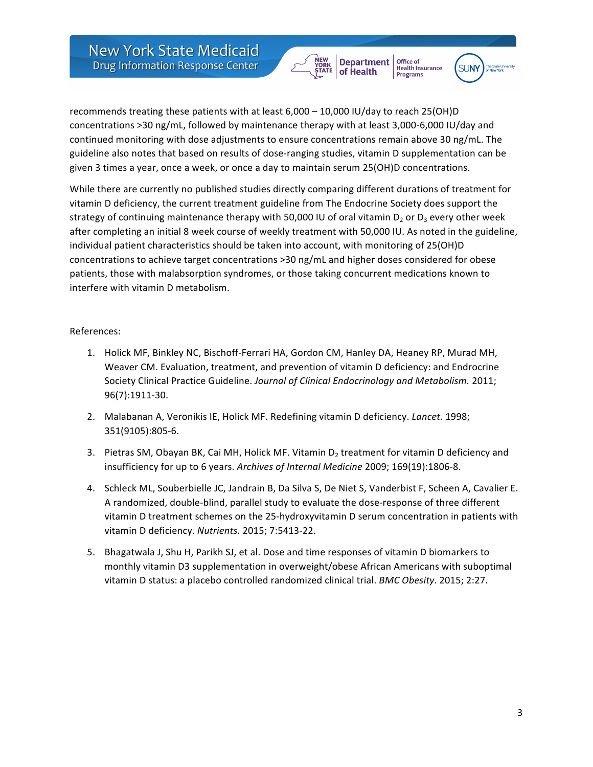recommends treating these patients with at least 6,000 – 10,000 IU/day to reach 25(OH)D concentrations >30 ng/mL, followed by maintenance therapy with at least 3,000-6,000 IU/day and continued monitoring with dose adjustments to ensure concentrations remain above 30 ng/mL. The guideline also notes that based on results of dose-ranging studies, vitamin D supplementation can be given 3 times a year, once a week, or once a day to maintain serum 25(OH)D concentrations.

While there are currently no published studies directly comparing different durations of treatment for vitamin D deficiency, the current treatment guideline from The Endocrine Society does support the strategy of continuing maintenance therapy with 50,000 IU of oral vitamin $D_2$ or $D_3$ every other week after completing an initial 8 week course of weekly treatment with 50,000 IU. As noted in the guideline, individual patient characteristics should be taken into account, with monitoring of 25(OH)D concentrations to achieve target concentrations >30 ng/mL and higher doses considered for obese patients, those with malabsorption syndromes, or those taking concurrent medications known to interfere with vitamin D metabolism.

References:

1. Holick MF, Binkley NC, Bischoff-Ferrari HA, Gordon CM, Hanley DA, Heaney RP, Murad MH, Weaver CM. Evaluation, treatment, and prevention of vitamin D deficiency: and Endrocrine Society Clinical Practice Guideline. *Journal of Clinical Endocrinology and Metabolism.* 2011; 96(7):1911-30.

2. Malabanan A, Veronikis IE, Holick MF. Redefining vitamin D deficiency. *Lancet.* 1998; 351(9105):805-6.

3. Pietras SM, Obayan BK, Cai MH, Holick MF. Vitamin $D_2$ treatment for vitamin D deficiency and insufficiency for up to 6 years. *Archives of Internal Medicine* 2009; 169(19):1806-8.

4. Schleck ML, Souberbielle JC, Jandrain B, Da Silva S, De Niet S, Vanderbist F, Scheen A, Cavalier E. A randomized, double-blind, parallel study to evaluate the dose-response of three different vitamin D treatment schemes on the 25-hydroxyvitamin D serum concentration in patients with vitamin D deficiency. *Nutrients.* 2015; 7:5413-22.

5. Bhagatwala J, Shu H, Parikh SJ, et al. Dose and time responses of vitamin D biomarkers to monthly vitamin D3 supplementation in overweight/obese African Americans with suboptimal vitamin D status: a placebo controlled randomized clinical trial. *BMC Obesity*. 2015; 2:27.